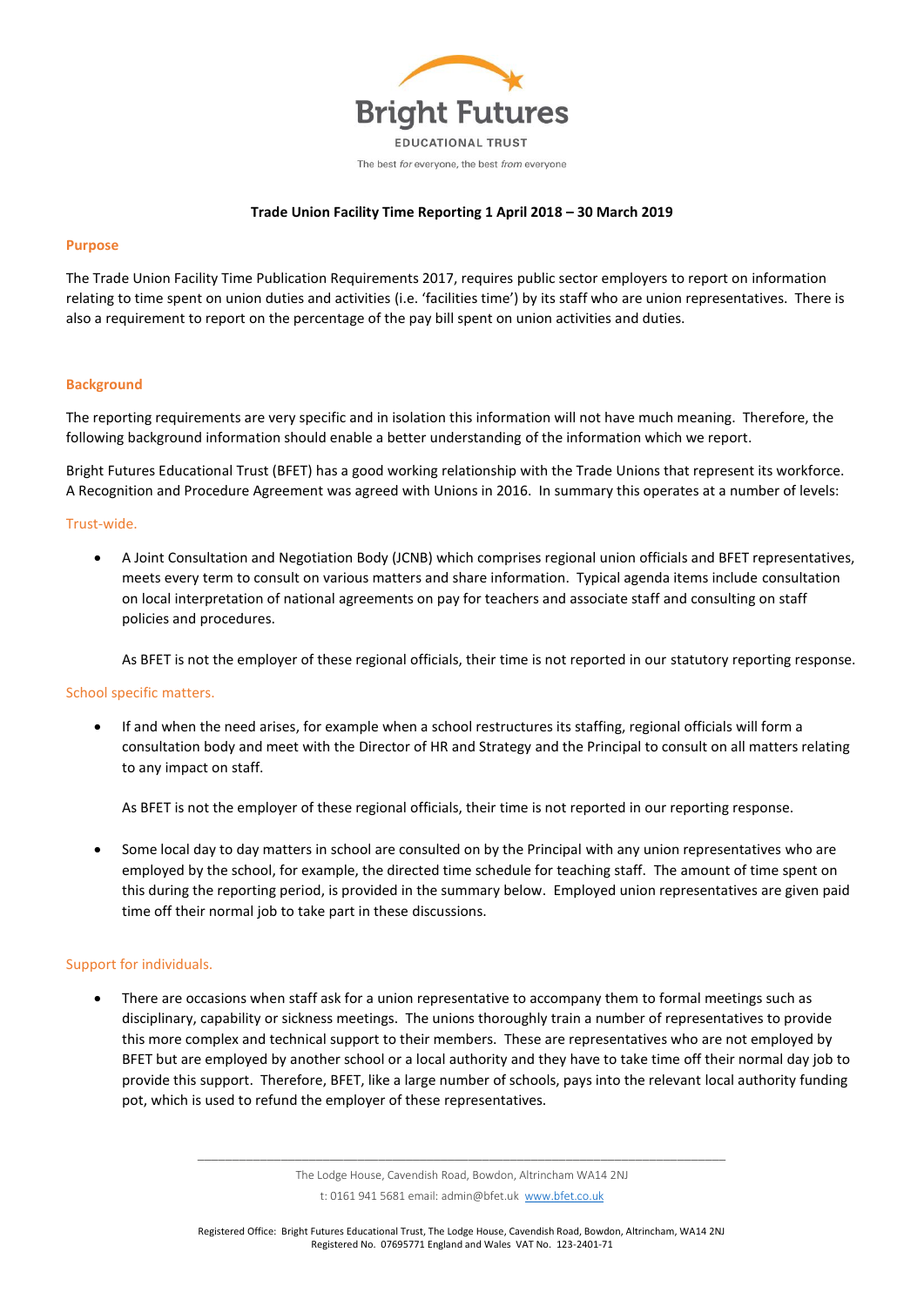Bright Futures

EDUCATIONAL TRUST

The best *for* everyone, the best *from* everyone

**Trade Union Facility Time Reporting 1 April 2018 – 30 March 2019**

## Purpose

The Trade Union Facility Time Publication Requirements 2017, requires public sector employers to report on information relating to time spent on union duties and activities (i.e. 'facilities time') by its staff who are union representatives. There is also a requirement to report on the percentage of the pay bill spent on union activities and duties.

## Background

The reporting requirements are very specific and in isolation this information will not have much meaning. Therefore, the following background information should enable a better understanding of the information which we report.

Bright Futures Educational Trust (BFET) has a good working relationship with the Trade Unions that represent its workforce. A Recognition and Procedure Agreement was agreed with Unions in 2016. In summary this operates at a number of levels:

### Trust-wide.

- A Joint Consultation and Negotiation Body (JCNB) which comprises regional union officials and BFET representatives, meets every term to consult on various matters and share information. Typical agenda items include consultation on local interpretation of national agreements on pay for teachers and associate staff and consulting on staff policies and procedures.

  As BFET is not the employer of these regional officials, their time is not reported in our statutory reporting response.

### School specific matters.

- If and when the need arises, for example when a school restructures its staffing, regional officials will form a consultation body and meet with the Director of HR and Strategy and the Principal to consult on all matters relating to any impact on staff.

  As BFET is not the employer of these regional officials, their time is not reported in our reporting response.

- Some local day to day matters in school are consulted on by the Principal with any union representatives who are employed by the school, for example, the directed time schedule for teaching staff. The amount of time spent on this during the reporting period, is provided in the summary below. Employed union representatives are given paid time off their normal job to take part in these discussions.

### Support for individuals.

- There are occasions when staff ask for a union representative to accompany them to formal meetings such as disciplinary, capability or sickness meetings. The unions thoroughly train a number of representatives to provide this more complex and technical support to their members. These are representatives who are not employed by BFET but are employed by another school or a local authority and they have to take time off their normal day job to provide this support. Therefore, BFET, like a large number of schools, pays into the relevant local authority funding pot, which is used to refund the employer of these representatives.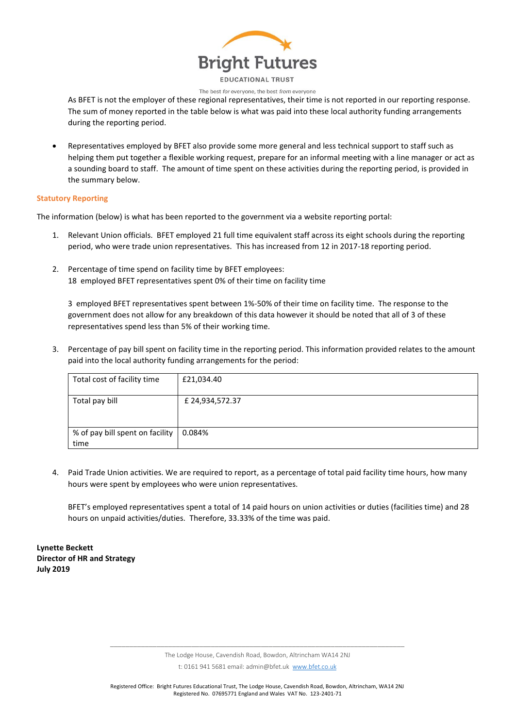As BFET is not the employer of these regional representatives, their time is not reported in our reporting response. The sum of money reported in the table below is what was paid into these local authority funding arrangements during the reporting period.

- Representatives employed by BFET also provide some more general and less technical support to staff such as helping them put together a flexible working request, prepare for an informal meeting with a line manager or act as a sounding board to staff. The amount of time spent on these activities during the reporting period, is provided in the summary below.

**Statutory Reporting**

The information (below) is what has been reported to the government via a website reporting portal:

1. Relevant Union officials. BFET employed 21 full time equivalent staff across its eight schools during the reporting period, who were trade union representatives. This has increased from 12 in 2017-18 reporting period.

2. Percentage of time spend on facility time by BFET employees:
   18 employed BFET representatives spent 0% of their time on facility time

   3 employed BFET representatives spent between 1%-50% of their time on facility time. The response to the government does not allow for any breakdown of this data however it should be noted that all of 3 of these representatives spend less than 5% of their working time.

3. Percentage of pay bill spent on facility time in the reporting period. This information provided relates to the amount paid into the local authority funding arrangements for the period:

| | |
|---|---|
| Total cost of facility time | £21,034.40 |
| Total pay bill | £ 24,934,572.37 |
| % of pay bill spent on facility time | 0.084% |

4. Paid Trade Union activities. We are required to report, as a percentage of total paid facility time hours, how many hours were spent by employees who were union representatives.

   BFET's employed representatives spent a total of 14 paid hours on union activities or duties (facilities time) and 28 hours on unpaid activities/duties. Therefore, 33.33% of the time was paid.

**Lynette Beckett**
**Director of HR and Strategy**
**July 2019**